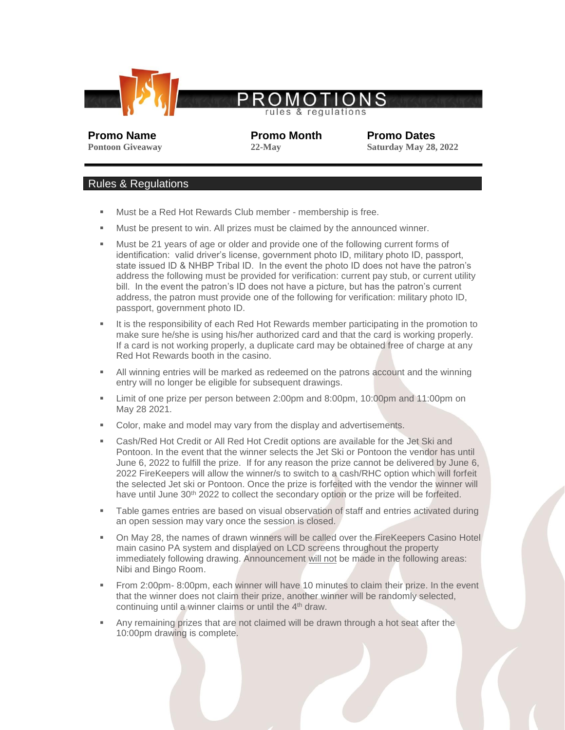# PROMOTIONS

rules & regulations

| Promo Name | Promo Month | Promo Dates |
|---|---|---|
| Pontoon Giveaway | 22-May | Saturday May 28, 2022 |

## Rules & Regulations

- Must be a Red Hot Rewards Club member - membership is free.
- Must be present to win. All prizes must be claimed by the announced winner.
- Must be 21 years of age or older and provide one of the following current forms of identification: valid driver's license, government photo ID, military photo ID, passport, state issued ID & NHBP Tribal ID. In the event the photo ID does not have the patron's address the following must be provided for verification: current pay stub, or current utility bill. In the event the patron's ID does not have a picture, but has the patron's current address, the patron must provide one of the following for verification: military photo ID, passport, government photo ID.
- It is the responsibility of each Red Hot Rewards member participating in the promotion to make sure he/she is using his/her authorized card and that the card is working properly. If a card is not working properly, a duplicate card may be obtained free of charge at any Red Hot Rewards booth in the casino.
- All winning entries will be marked as redeemed on the patrons account and the winning entry will no longer be eligible for subsequent drawings.
- Limit of one prize per person between 2:00pm and 8:00pm, 10:00pm and 11:00pm on May 28 2021.
- Color, make and model may vary from the display and advertisements.
- Cash/Red Hot Credit or All Red Hot Credit options are available for the Jet Ski and Pontoon. In the event that the winner selects the Jet Ski or Pontoon the vendor has until June 6, 2022 to fulfill the prize. If for any reason the prize cannot be delivered by June 6, 2022 FireKeepers will allow the winner/s to switch to a cash/RHC option which will forfeit the selected Jet ski or Pontoon. Once the prize is forfeited with the vendor the winner will have until June 30th 2022 to collect the secondary option or the prize will be forfeited.
- Table games entries are based on visual observation of staff and entries activated during an open session may vary once the session is closed.
- On May 28, the names of drawn winners will be called over the FireKeepers Casino Hotel main casino PA system and displayed on LCD screens throughout the property immediately following drawing. Announcement will not be made in the following areas: Nibi and Bingo Room.
- From 2:00pm- 8:00pm, each winner will have 10 minutes to claim their prize. In the event that the winner does not claim their prize, another winner will be randomly selected, continuing until a winner claims or until the 4th draw.
- Any remaining prizes that are not claimed will be drawn through a hot seat after the 10:00pm drawing is complete.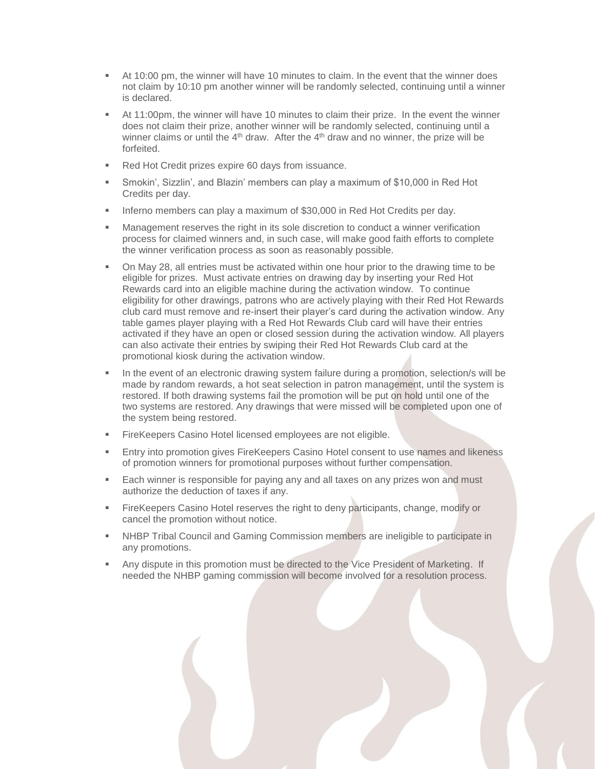- At 10:00 pm, the winner will have 10 minutes to claim. In the event that the winner does not claim by 10:10 pm another winner will be randomly selected, continuing until a winner is declared.
- At 11:00pm, the winner will have 10 minutes to claim their prize. In the event the winner does not claim their prize, another winner will be randomly selected, continuing until a winner claims or until the 4th draw. After the 4th draw and no winner, the prize will be forfeited.
- Red Hot Credit prizes expire 60 days from issuance.
- Smokin', Sizzlin', and Blazin' members can play a maximum of $10,000 in Red Hot Credits per day.
- Inferno members can play a maximum of $30,000 in Red Hot Credits per day.
- Management reserves the right in its sole discretion to conduct a winner verification process for claimed winners and, in such case, will make good faith efforts to complete the winner verification process as soon as reasonably possible.
- On May 28, all entries must be activated within one hour prior to the drawing time to be eligible for prizes. Must activate entries on drawing day by inserting your Red Hot Rewards card into an eligible machine during the activation window. To continue eligibility for other drawings, patrons who are actively playing with their Red Hot Rewards club card must remove and re-insert their player's card during the activation window. Any table games player playing with a Red Hot Rewards Club card will have their entries activated if they have an open or closed session during the activation window. All players can also activate their entries by swiping their Red Hot Rewards Club card at the promotional kiosk during the activation window.
- In the event of an electronic drawing system failure during a promotion, selection/s will be made by random rewards, a hot seat selection in patron management, until the system is restored. If both drawing systems fail the promotion will be put on hold until one of the two systems are restored. Any drawings that were missed will be completed upon one of the system being restored.
- FireKeepers Casino Hotel licensed employees are not eligible.
- Entry into promotion gives FireKeepers Casino Hotel consent to use names and likeness of promotion winners for promotional purposes without further compensation.
- Each winner is responsible for paying any and all taxes on any prizes won and must authorize the deduction of taxes if any.
- FireKeepers Casino Hotel reserves the right to deny participants, change, modify or cancel the promotion without notice.
- NHBP Tribal Council and Gaming Commission members are ineligible to participate in any promotions.
- Any dispute in this promotion must be directed to the Vice President of Marketing. If needed the NHBP gaming commission will become involved for a resolution process.